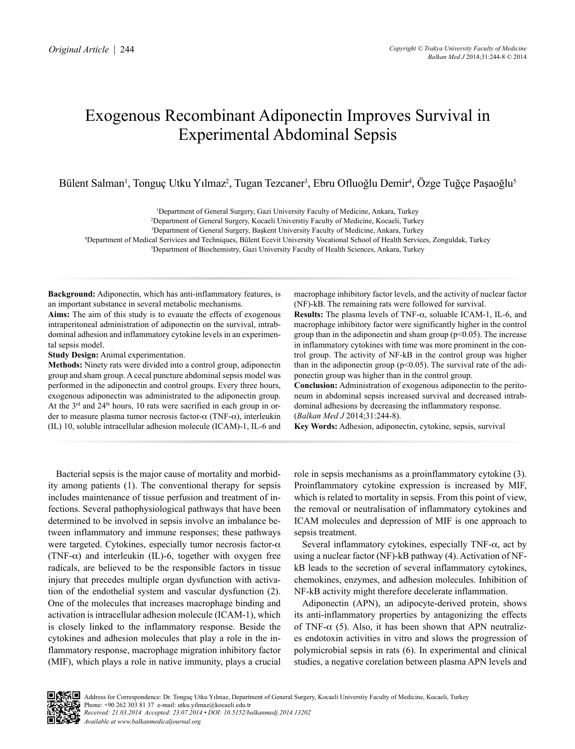Original Article

# Exogenous Recombinant Adiponectin Improves Survival in Experimental Abdominal Sepsis

Bülent Salman[1], Tonguç Utku Yılmaz[2], Tugan Tezcaner[3], Ebru Ofluoğlu Demir[4], Özge Tuğçe Paşaoğlu[5]

[1]Department of General Surgery, Gazi University Faculty of Medicine, Ankara, Turkey
[2]Department of General Surgery, Kocaeli Universtiy Faculty of Medicine, Kocaeli, Turkey
[3]Department of General Surgery, Başkent University Faculty of Medicine, Ankara, Turkey
[4]Department of Medical Serivices and Techniques, Bülent Ecevit University Vocational School of Health Services, Zonguldak, Turkey
[5]Department of Biochemistry, Gazi University Faculty of Health Sciences, Ankara, Turkey

**Background:** Adiponectin, which has anti-inflammatory features, is an important substance in several metabolic mechanisms.

**Aims:** The aim of this study is to evauate the effects of exogenous intraperitoneal administration of adiponectin on the survival, intrabdominal adhesion and inflammatory cytokine levels in an experimental sepsis model.

**Study Design:** Animal experimentation.

**Methods:** Ninety rats were divided into a control group, adiponectin group and sham group. A cecal puncture abdominal sepsis model was performed in the adiponectin and control groups. Every three hours, exogenous adiponectin was administrated to the adiponectin group. At the 3[rd] and 24[th] hours, 10 rats were sacrified in each group in order to measure plasma tumor necrosis factor-α (TNF-α), interleukin (IL) 10, soluble intracellular adhesion molecule (ICAM)-1, IL-6 and macrophage inhibitory factor levels, and the activity of nuclear factor (NF)-kB. The remaining rats were followed for survival.

**Results:** The plasma levels of TNF-α, soluable ICAM-1, IL-6, and macrophage inhibitory factor were significantly higher in the control group than in the adiponectin and sham group ($p<0.05$). The increase in inflammatory cytokines with time was more prominent in the control group. The activity of NF-kB in the control group was higher than in the adiponectin group ($p<0.05$). The survival rate of the adiponectin group was higher than in the control group.

**Conclusion:** Administration of exogenous adiponectin to the peritoneum in abdominal sepsis increased survival and decreased intrabdominal adhesions by decreasing the inflammatory response.
(*Balkan Med J* 2014;31:244-8).

**Key Words:** Adhesion, adiponectin, cytokine, sepsis, survival

Bacterial sepsis is the major cause of mortality and morbidity among patients (1). The conventional therapy for sepsis includes maintenance of tissue perfusion and treatment of infections. Several pathophysiological pathways that have been determined to be involved in sepsis involve an imbalance between inflammatory and immune responses; these pathways were targeted. Cytokines, especially tumor necrosis factor-α (TNF-α) and interleukin (IL)-6, together with oxygen free radicals, are believed to be the responsible factors in tissue injury that precedes multiple organ dysfunction with activation of the endothelial system and vascular dysfunction (2). One of the molecules that increases macrophage binding and activation is intracellular adhesion molecule (ICAM-1), which is closely linked to the inflammatory response. Beside the cytokines and adhesion molecules that play a role in the inflammatory response, macrophage migration inhibitory factor (MIF), which plays a role in native immunity, plays a crucial role in sepsis mechanisms as a proinflammatory cytokine (3). Proinflammatory cytokine expression is increased by MIF, which is related to mortality in sepsis. From this point of view, the removal or neutralisation of inflammatory cytokines and ICAM molecules and depression of MIF is one approach to sepsis treatment.

Several inflammatory cytokines, especially TNF-α, act by using a nuclear factor (NF)-kB pathway (4). Activation of NF-kB leads to the secretion of several inflammatory cytokines, chemokines, enzymes, and adhesion molecules. Inhibition of NF-kB activity might therefore decelerate inflammation.

Adiponectin (APN), an adipocyte-derived protein, shows its anti-inflammatory properties by antagonizing the effects of TNF-α (5). Also, it has been shown that APN neutralizes endotoxin activities in vitro and slows the progression of polymicrobial sepsis in rats (6). In experimental and clinical studies, a negative corelation between plasma APN levels and

Address for Correspondence: Dr. Tonguç Utku Yılmaz, Department of General Surgery, Kocaeli Universtiy Faculty of Medicine, Kocaeli, Turkey
Phone: +90 262 303 81 37 e-mail: utku.yilmaz@kocaeli.edu.tr
*Received: 21.03.2014 Accepted: 23.07.2014 • DOI: 10.5152/balkanmedj.2014.13202*
*Available at www.balkanmedicaljournal.org*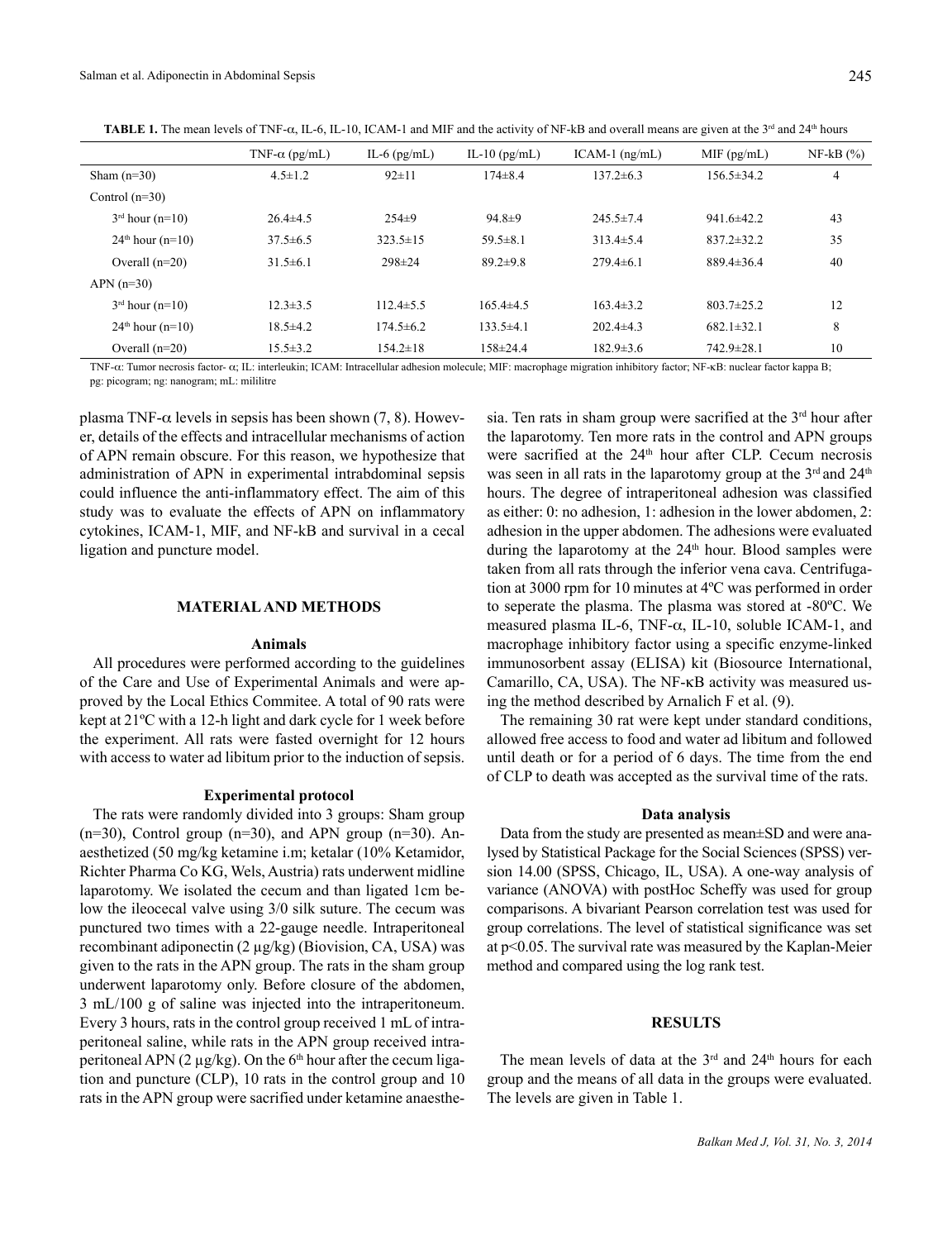**TABLE 1.** The mean levels of TNF-α, IL-6, IL-10, ICAM-1 and MIF and the activity of NF-kB and overall means are given at the 3rd and 24th hours

| | TNF-α (pg/mL) | IL-6 (pg/mL) | IL-10 (pg/mL) | ICAM-1 (ng/mL) | MIF (pg/mL) | NF-kB (%) |
|---|---|---|---|---|---|---|
| Sham (n=30) | 4.5±1.2 | 92±11 | 174±8.4 | 137.2±6.3 | 156.5±34.2 | 4 |
| Control (n=30) | | | | | | |
| 3rd hour (n=10) | 26.4±4.5 | 254±9 | 94.8±9 | 245.5±7.4 | 941.6±42.2 | 43 |
| 24th hour (n=10) | 37.5±6.5 | 323.5±15 | 59.5±8.1 | 313.4±5.4 | 837.2±32.2 | 35 |
| Overall (n=20) | 31.5±6.1 | 298±24 | 89.2±9.8 | 279.4±6.1 | 889.4±36.4 | 40 |
| APN (n=30) | | | | | | |
| 3rd hour (n=10) | 12.3±3.5 | 112.4±5.5 | 165.4±4.5 | 163.4±3.2 | 803.7±25.2 | 12 |
| 24th hour (n=10) | 18.5±4.2 | 174.5±6.2 | 133.5±4.1 | 202.4±4.3 | 682.1±32.1 | 8 |
| Overall (n=20) | 15.5±3.2 | 154.2±18 | 158±24.4 | 182.9±3.6 | 742.9±28.1 | 10 |

TNF-α: Tumor necrosis factor- α; IL: interleukin; ICAM: Intracellular adhesion molecule; MIF: macrophage migration inhibitory factor; NF-κB: nuclear factor kappa B; pg: picogram; ng: nanogram; mL: mililitre

plasma TNF-α levels in sepsis has been shown (7, 8). However, details of the effects and intracellular mechanisms of action of APN remain obscure. For this reason, we hypothesize that administration of APN in experimental intrabdominal sepsis could influence the anti-inflammatory effect. The aim of this study was to evaluate the effects of APN on inflammatory cytokines, ICAM-1, MIF, and NF-kB and survival in a cecal ligation and puncture model.

## MATERIAL AND METHODS

### Animals

All procedures were performed according to the guidelines of the Care and Use of Experimental Animals and were approved by the Local Ethics Commitee. A total of 90 rats were kept at 21ºC with a 12-h light and dark cycle for 1 week before the experiment. All rats were fasted overnight for 12 hours with access to water ad libitum prior to the induction of sepsis.

### Experimental protocol

The rats were randomly divided into 3 groups: Sham group (n=30), Control group (n=30), and APN group (n=30). Anaesthetized (50 mg/kg ketamine i.m; ketalar (10% Ketamidor, Richter Pharma Co KG, Wels, Austria) rats underwent midline laparotomy. We isolated the cecum and than ligated 1cm below the ileocecal valve using 3/0 silk suture. The cecum was punctured two times with a 22-gauge needle. Intraperitoneal recombinant adiponectin (2 µg/kg) (Biovision, CA, USA) was given to the rats in the APN group. The rats in the sham group underwent laparotomy only. Before closure of the abdomen, 3 mL/100 g of saline was injected into the intraperitoneum. Every 3 hours, rats in the control group received 1 mL of intraperitoneal saline, while rats in the APN group received intraperitoneal APN (2 µg/kg). On the 6th hour after the cecum ligation and puncture (CLP), 10 rats in the control group and 10 rats in the APN group were sacrified under ketamine anaesthesia. Ten rats in sham group were sacrified at the 3rd hour after the laparotomy. Ten more rats in the control and APN groups were sacrified at the 24th hour after CLP. Cecum necrosis was seen in all rats in the laparotomy group at the 3rd and 24th hours. The degree of intraperitoneal adhesion was classified as either: 0: no adhesion, 1: adhesion in the lower abdomen, 2: adhesion in the upper abdomen. The adhesions were evaluated during the laparotomy at the 24th hour. Blood samples were taken from all rats through the inferior vena cava. Centrifugation at 3000 rpm for 10 minutes at 4ºC was performed in order to seperate the plasma. The plasma was stored at -80ºC. We measured plasma IL-6, TNF-α, IL-10, soluble ICAM-1, and macrophage inhibitory factor using a specific enzyme-linked immunosorbent assay (ELISA) kit (Biosource International, Camarillo, CA, USA). The NF-κB activity was measured using the method described by Arnalich F et al. (9).

The remaining 30 rat were kept under standard conditions, allowed free access to food and water ad libitum and followed until death or for a period of 6 days. The time from the end of CLP to death was accepted as the survival time of the rats.

### Data analysis

Data from the study are presented as mean±SD and were analysed by Statistical Package for the Social Sciences (SPSS) version 14.00 (SPSS, Chicago, IL, USA). A one-way analysis of variance (ANOVA) with postHoc Scheffy was used for group comparisons. A bivariant Pearson correlation test was used for group correlations. The level of statistical significance was set at $p<0.05$. The survival rate was measured by the Kaplan-Meier method and compared using the log rank test.

## RESULTS

The mean levels of data at the 3rd and 24th hours for each group and the means of all data in the groups were evaluated. The levels are given in Table 1.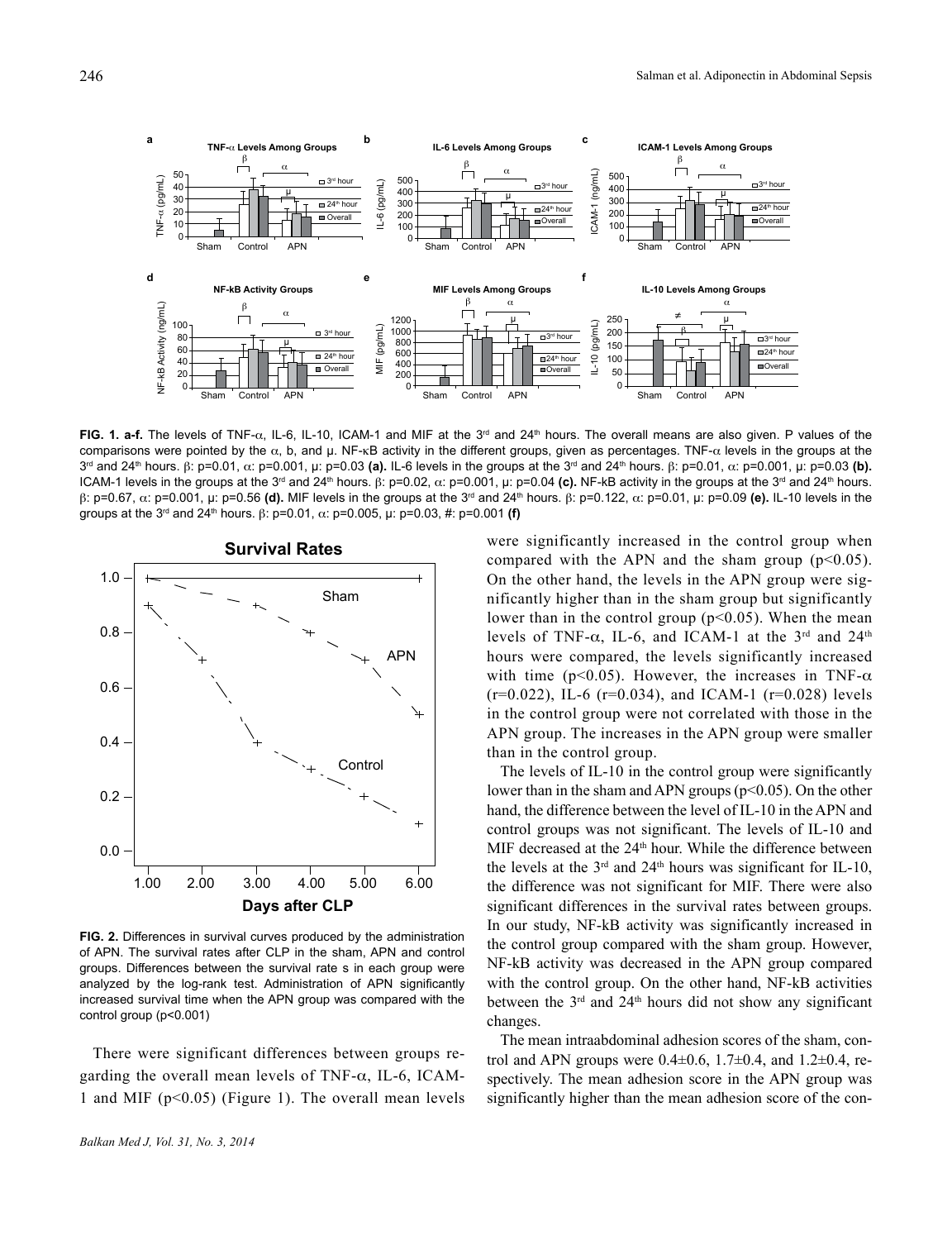**FIG. 1. a-f.** The levels of TNF-α, IL-6, IL-10, ICAM-1 and MIF at the 3[rd] and 24[th] hours. The overall means are also given. P values of the comparisons were pointed by the α, b, and μ. NF-κB activity in the different groups, given as percentages. TNF-α levels in the groups at the 3[rd] and 24[th] hours. β: p=0.01, α: p=0.001, μ: p=0.03 **(a).** IL-6 levels in the groups at the 3[rd] and 24[th] hours. β: p=0.01, α: p=0.001, μ: p=0.03 **(b).** ICAM-1 levels in the groups at the 3[rd] and 24[th] hours. β: p=0.02, α: p=0.001, μ: p=0.04 **(c).** NF-kB activity in the groups at the 3[rd] and 24[th] hours. β: p=0.67, α: p=0.001, μ: p=0.56 **(d).** MIF levels in the groups at the 3[rd] and 24[th] hours. β: p=0.122, α: p=0.01, μ: p=0.09 **(e).** IL-10 levels in the groups at the 3[rd] and 24[th] hours. β: p=0.01, α: p=0.005, μ: p=0.03, #: p=0.001 **(f)**

**FIG. 2.** Differences in survival curves produced by the administration of APN. The survival rates after CLP in the sham, APN and control groups. Differences between the survival rate s in each group were analyzed by the log-rank test. Administration of APN significantly increased survival time when the APN group was compared with the control group (p<0.001)

There were significant differences between groups regarding the overall mean levels of TNF-α, IL-6, ICAM-1 and MIF ($p<0.05$) (Figure 1). The overall mean levels were significantly increased in the control group when compared with the APN and the sham group ($p<0.05$). On the other hand, the levels in the APN group were significantly higher than in the sham group but significantly lower than in the control group ($p<0.05$). When the mean levels of TNF-α, IL-6, and ICAM-1 at the 3[rd] and 24[th] hours were compared, the levels significantly increased with time ($p<0.05$). However, the increases in TNF-α ($r=0.022$), IL-6 ($r=0.034$), and ICAM-1 ($r=0.028$) levels in the control group were not correlated with those in the APN group. The increases in the APN group were smaller than in the control group.

The levels of IL-10 in the control group were significantly lower than in the sham and APN groups ($p<0.05$). On the other hand, the difference between the level of IL-10 in the APN and control groups was not significant. The levels of IL-10 and MIF decreased at the 24[th] hour. While the difference between the levels at the 3[rd] and 24[th] hours was significant for IL-10, the difference was not significant for MIF. There were also significant differences in the survival rates between groups. In our study, NF-kB activity was significantly increased in the control group compared with the sham group. However, NF-kB activity was decreased in the APN group compared with the control group. On the other hand, NF-kB activities between the 3[rd] and 24[th] hours did not show any significant changes.

The mean intraabdominal adhesion scores of the sham, control and APN groups were 0.4±0.6, 1.7±0.4, and 1.2±0.4, respectively. The mean adhesion score in the APN group was significantly higher than the mean adhesion score of the con-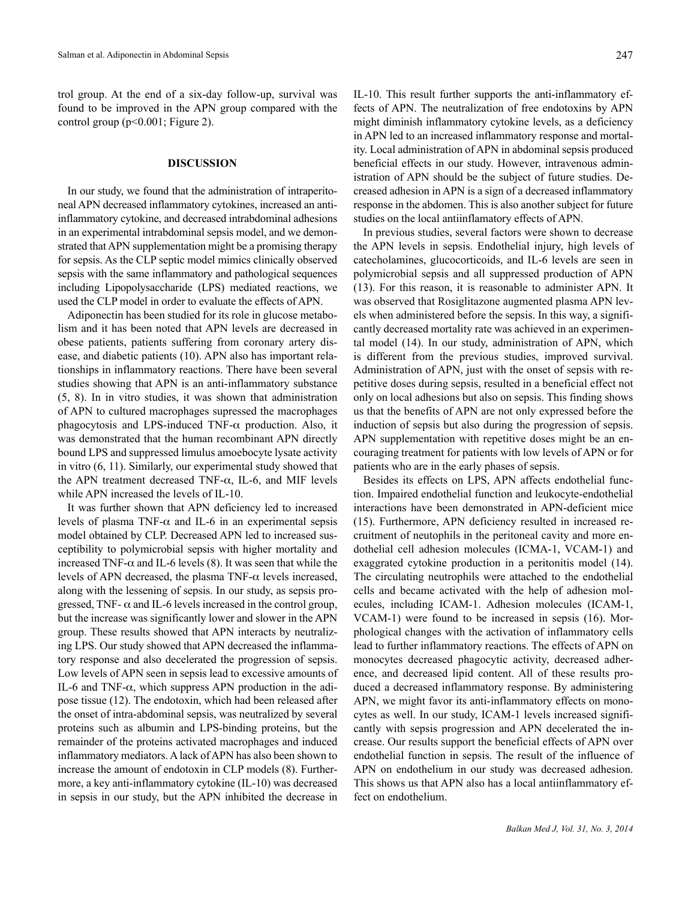trol group. At the end of a six-day follow-up, survival was found to be improved in the APN group compared with the control group ($p<0.001$; Figure 2).

## DISCUSSION

In our study, we found that the administration of intraperitoneal APN decreased inflammatory cytokines, increased an anti-inflammatory cytokine, and decreased intrabdominal adhesions in an experimental intrabdominal sepsis model, and we demonstrated that APN supplementation might be a promising therapy for sepsis. As the CLP septic model mimics clinically observed sepsis with the same inflammatory and pathological sequences including Lipopolysaccharide (LPS) mediated reactions, we used the CLP model in order to evaluate the effects of APN.

Adiponectin has been studied for its role in glucose metabolism and it has been noted that APN levels are decreased in obese patients, patients suffering from coronary artery disease, and diabetic patients (10). APN also has important relationships in inflammatory reactions. There have been several studies showing that APN is an anti-inflammatory substance (5, 8). In in vitro studies, it was shown that administration of APN to cultured macrophages supressed the macrophages phagocytosis and LPS-induced TNF-$\alpha$ production. Also, it was demonstrated that the human recombinant APN directly bound LPS and suppressed limulus amoebocyte lysate activity in vitro (6, 11). Similarly, our experimental study showed that the APN treatment decreased TNF-$\alpha$, IL-6, and MIF levels while APN increased the levels of IL-10.

It was further shown that APN deficiency led to increased levels of plasma TNF-$\alpha$ and IL-6 in an experimental sepsis model obtained by CLP. Decreased APN led to increased susceptibility to polymicrobial sepsis with higher mortality and increased TNF-$\alpha$ and IL-6 levels (8). It was seen that while the levels of APN decreased, the plasma TNF-$\alpha$ levels increased, along with the lessening of sepsis. In our study, as sepsis progressed, TNF- $\alpha$ and IL-6 levels increased in the control group, but the increase was significantly lower and slower in the APN group. These results showed that APN interacts by neutralizing LPS. Our study showed that APN decreased the inflammatory response and also decelerated the progression of sepsis. Low levels of APN seen in sepsis lead to excessive amounts of IL-6 and TNF-$\alpha$, which suppress APN production in the adipose tissue (12). The endotoxin, which had been released after the onset of intra-abdominal sepsis, was neutralized by several proteins such as albumin and LPS-binding proteins, but the remainder of the proteins activated macrophages and induced inflammatory mediators. A lack of APN has also been shown to increase the amount of endotoxin in CLP models (8). Furthermore, a key anti-inflammatory cytokine (IL-10) was decreased in sepsis in our study, but the APN inhibited the decrease in IL-10. This result further supports the anti-inflammatory effects of APN. The neutralization of free endotoxins by APN might diminish inflammatory cytokine levels, as a deficiency in APN led to an increased inflammatory response and mortality. Local administration of APN in abdominal sepsis produced beneficial effects in our study. However, intravenous administration of APN should be the subject of future studies. Decreased adhesion in APN is a sign of a decreased inflammatory response in the abdomen. This is also another subject for future studies on the local antiinflamatory effects of APN.

In previous studies, several factors were shown to decrease the APN levels in sepsis. Endothelial injury, high levels of catecholamines, glucocorticoids, and IL-6 levels are seen in polymicrobial sepsis and all suppressed production of APN (13). For this reason, it is reasonable to administer APN. It was observed that Rosiglitazone augmented plasma APN levels when administered before the sepsis. In this way, a significantly decreased mortality rate was achieved in an experimental model (14). In our study, administration of APN, which is different from the previous studies, improved survival. Administration of APN, just with the onset of sepsis with repetitive doses during sepsis, resulted in a beneficial effect not only on local adhesions but also on sepsis. This finding shows us that the benefits of APN are not only expressed before the induction of sepsis but also during the progression of sepsis. APN supplementation with repetitive doses might be an encouraging treatment for patients with low levels of APN or for patients who are in the early phases of sepsis.

Besides its effects on LPS, APN affects endothelial function. Impaired endothelial function and leukocyte-endothelial interactions have been demonstrated in APN-deficient mice (15). Furthermore, APN deficiency resulted in increased recruitment of neutophils in the peritoneal cavity and more endothelial cell adhesion molecules (ICMA-1, VCAM-1) and exaggrated cytokine production in a peritonitis model (14). The circulating neutrophils were attached to the endothelial cells and became activated with the help of adhesion molecules, including ICAM-1. Adhesion molecules (ICAM-1, VCAM-1) were found to be increased in sepsis (16). Morphological changes with the activation of inflammatory cells lead to further inflammatory reactions. The effects of APN on monocytes decreased phagocytic activity, decreased adherence, and decreased lipid content. All of these results produced a decreased inflammatory response. By administering APN, we might favor its anti-inflammatory effects on monocytes as well. In our study, ICAM-1 levels increased significantly with sepsis progression and APN decelerated the increase. Our results support the beneficial effects of APN over endothelial function in sepsis. The result of the influence of APN on endothelium in our study was decreased adhesion. This shows us that APN also has a local antiinflammatory effect on endothelium.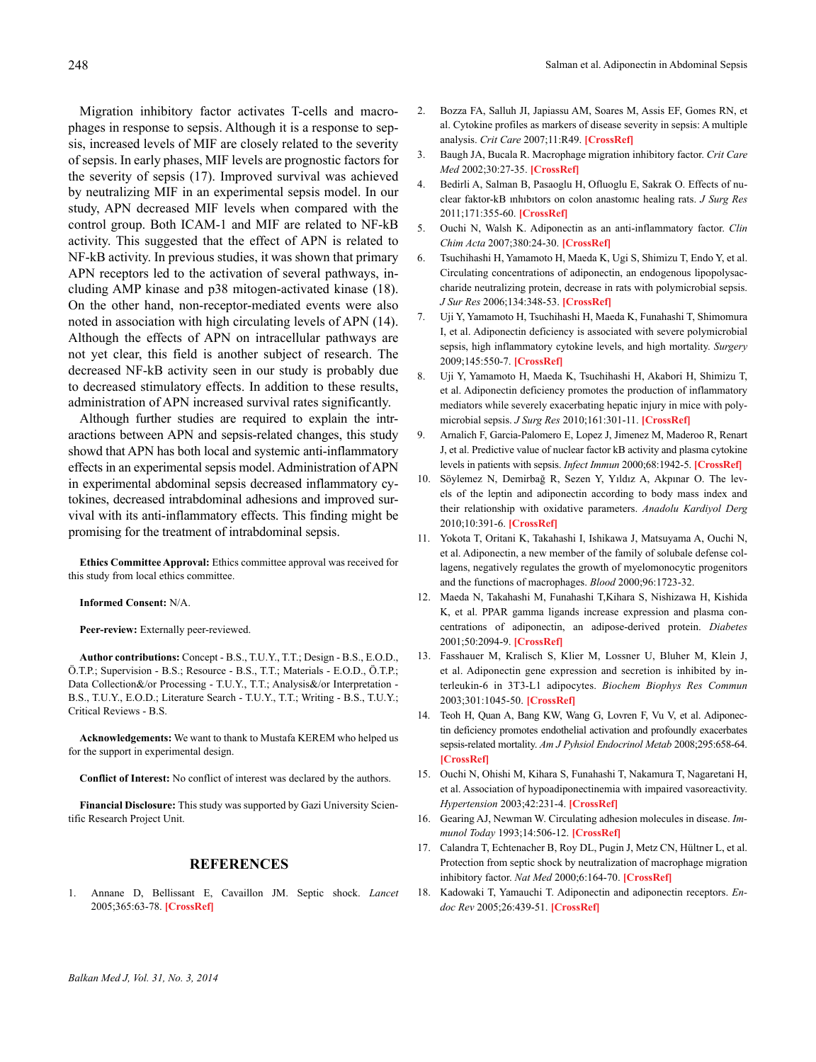Migration inhibitory factor activates T-cells and macrophages in response to sepsis. Although it is a response to sepsis, increased levels of MIF are closely related to the severity of sepsis. In early phases, MIF levels are prognostic factors for the severity of sepsis (17). Improved survival was achieved by neutralizing MIF in an experimental sepsis model. In our study, APN decreased MIF levels when compared with the control group. Both ICAM-1 and MIF are related to NF-kB activity. This suggested that the effect of APN is related to NF-kB activity. In previous studies, it was shown that primary APN receptors led to the activation of several pathways, including AMP kinase and p38 mitogen-activated kinase (18). On the other hand, non-receptor-mediated events were also noted in association with high circulating levels of APN (14). Although the effects of APN on intracellular pathways are not yet clear, this field is another subject of research. The decreased NF-kB activity seen in our study is probably due to decreased stimulatory effects. In addition to these results, administration of APN increased survival rates significantly.

Although further studies are required to explain the intraractions between APN and sepsis-related changes, this study showd that APN has both local and systemic anti-inflammatory effects in an experimental sepsis model. Administration of APN in experimental abdominal sepsis decreased inflammatory cytokines, decreased intrabdominal adhesions and improved survival with its anti-inflammatory effects. This finding might be promising for the treatment of intrabdominal sepsis.

**Ethics Committee Approval:** Ethics committee approval was received for this study from local ethics committee.

**Informed Consent:** N/A.

**Peer-review:** Externally peer-reviewed.

**Author contributions:** Concept - B.S., T.U.Y., T.T.; Design - B.S., E.O.D., Ö.T.P.; Supervision - B.S.; Resource - B.S., T.T.; Materials - E.O.D., Ö.T.P.; Data Collection&/or Processing - T.U.Y., T.T.; Analysis&/or Interpretation - B.S., T.U.Y., E.O.D.; Literature Search - T.U.Y., T.T.; Writing - B.S., T.U.Y.; Critical Reviews - B.S.

**Acknowledgements:** We want to thank to Mustafa KEREM who helped us for the support in experimental design.

**Conflict of Interest:** No conflict of interest was declared by the authors.

**Financial Disclosure:** This study was supported by Gazi University Scientific Research Project Unit.

## REFERENCES

1. Annane D, Bellissant E, Cavaillon JM. Septic shock. *Lancet* 2005;365:63-78. [CrossRef]
2. Bozza FA, Salluh JI, Japiassu AM, Soares M, Assis EF, Gomes RN, et al. Cytokine profiles as markers of disease severity in sepsis: A multiple analysis. *Crit Care* 2007;11:R49. [CrossRef]
3. Baugh JA, Bucala R. Macrophage migration inhibitory factor. *Crit Care Med* 2002;30:27-35. [CrossRef]
4. Bedirli A, Salman B, Pasaoglu H, Ofluoglu E, Sakrak O. Effects of nuclear faktor-kB ınhıbıtors on colon anastomıc healing rats. *J Surg Res* 2011;171:355-60. [CrossRef]
5. Ouchi N, Walsh K. Adiponectin as an anti-inflammatory factor. *Clin Chim Acta* 2007;380:24-30. [CrossRef]
6. Tsuchihashi H, Yamamoto H, Maeda K, Ugi S, Shimizu T, Endo Y, et al. Circulating concentrations of adiponectin, an endogenous lipopolysaccharide neutralizing protein, decrease in rats with polymicrobial sepsis. *J Sur Res* 2006;134:348-53. [CrossRef]
7. Uji Y, Yamamoto H, Tsuchihashi H, Maeda K, Funahashi T, Shimomura I, et al. Adiponectin deficiency is associated with severe polymicrobial sepsis, high inflammatory cytokine levels, and high mortality. *Surgery* 2009;145:550-7. [CrossRef]
8. Uji Y, Yamamoto H, Maeda K, Tsuchihashi H, Akabori H, Shimizu T, et al. Adiponectin deficiency promotes the production of inflammatory mediators while severely exacerbating hepatic injury in mice with polymicrobial sepsis. *J Surg Res* 2010;161:301-11. [CrossRef]
9. Arnalich F, Garcia-Palomero E, Lopez J, Jimenez M, Maderoo R, Renart J, et al. Predictive value of nuclear factor kB activity and plasma cytokine levels in patients with sepsis. *Infect Immun* 2000;68:1942-5. [CrossRef]
10. Söylemez N, Demirbağ R, Sezen Y, Yıldız A, Akpınar O. The levels of the leptin and adiponectin according to body mass index and their relationship with oxidative parameters. *Anadolu Kardiyol Derg* 2010;10:391-6. [CrossRef]
11. Yokota T, Oritani K, Takahashi I, Ishikawa J, Matsuyama A, Ouchi N, et al. Adiponectin, a new member of the family of solubale defense collagens, negatively regulates the growth of myelomonocytic progenitors and the functions of macrophages. *Blood* 2000;96:1723-32.
12. Maeda N, Takahashi M, Funahashi T,Kihara S, Nishizawa H, Kishida K, et al. PPAR gamma ligands increase expression and plasma concentrations of adiponectin, an adipose-derived protein. *Diabetes* 2001;50:2094-9. [CrossRef]
13. Fasshauer M, Kralisch S, Klier M, Lossner U, Bluher M, Klein J, et al. Adiponectin gene expression and secretion is inhibited by interleukin-6 in 3T3-L1 adipocytes. *Biochem Biophys Res Commun* 2003;301:1045-50. [CrossRef]
14. Teoh H, Quan A, Bang KW, Wang G, Lovren F, Vu V, et al. Adiponectin deficiency promotes endothelial activation and profoundly exacerbates sepsis-related mortality. *Am J Pyhsiol Endocrinol Metab* 2008;295:658-64. [CrossRef]
15. Ouchi N, Ohishi M, Kihara S, Funahashi T, Nakamura T, Nagaretani H, et al. Association of hypoadiponectinemia with impaired vasoreactivity. *Hypertension* 2003;42:231-4. [CrossRef]
16. Gearing AJ, Newman W. Circulating adhesion molecules in disease. *Immunol Today* 1993;14:506-12. [CrossRef]
17. Calandra T, Echtenacher B, Roy DL, Pugin J, Metz CN, Hültner L, et al. Protection from septic shock by neutralization of macrophage migration inhibitory factor. *Nat Med* 2000;6:164-70. [CrossRef]
18. Kadowaki T, Yamauchi T. Adiponectin and adiponectin receptors. *Endoc Rev* 2005;26:439-51. [CrossRef]